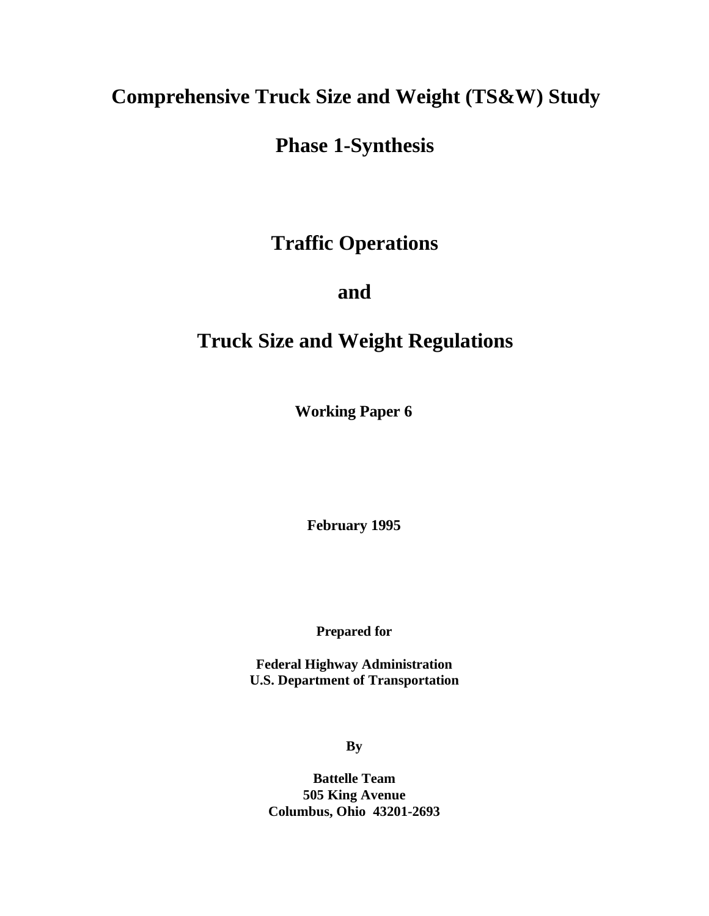# Comprehensive Truck Size and Weight (TS&W) Study

## Phase 1-Synthesis

# Traffic Operations

# and

# Truck Size and Weight Regulations

**Working Paper 6**

**February 1995**

**Prepared for**

**Federal Highway Administration**
**U.S. Department of Transportation**

**By**

**Battelle Team**
**505 King Avenue**
**Columbus, Ohio 43201-2693**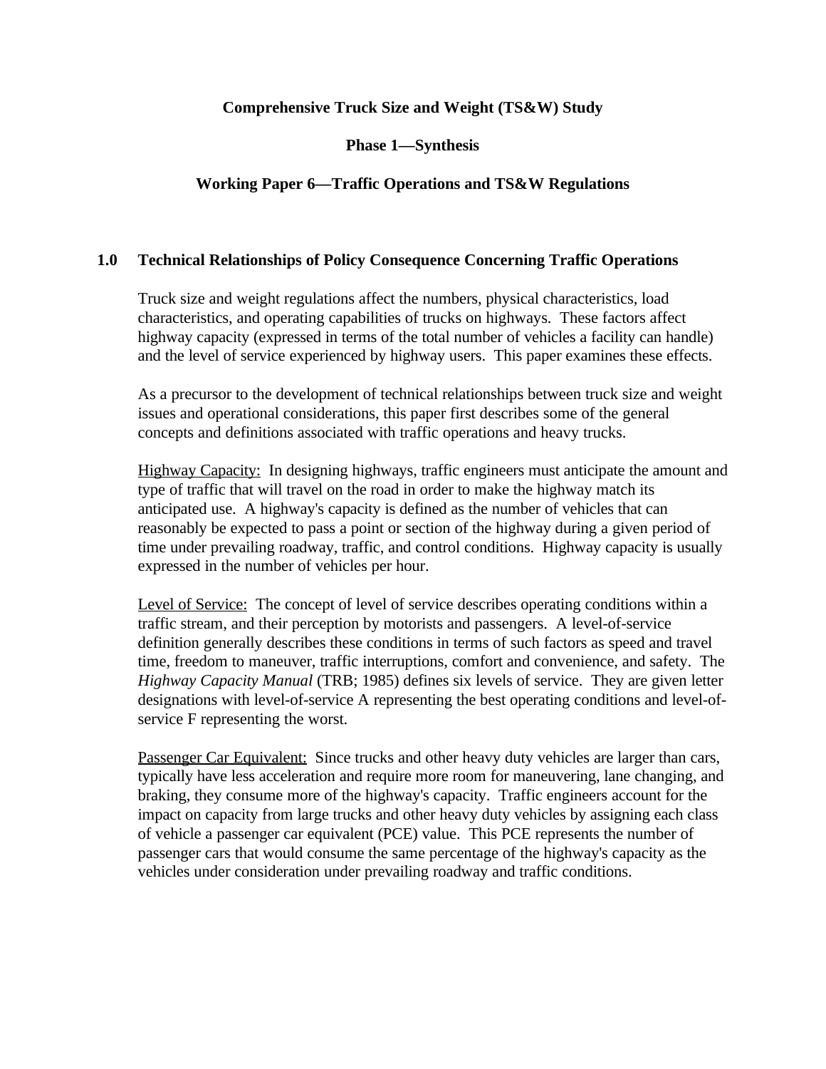**Comprehensive Truck Size and Weight (TS&W) Study**

**Phase 1—Synthesis**

**Working Paper 6—Traffic Operations and TS&W Regulations**

## 1.0 Technical Relationships of Policy Consequence Concerning Traffic Operations

Truck size and weight regulations affect the numbers, physical characteristics, load characteristics, and operating capabilities of trucks on highways. These factors affect highway capacity (expressed in terms of the total number of vehicles a facility can handle) and the level of service experienced by highway users. This paper examines these effects.

As a precursor to the development of technical relationships between truck size and weight issues and operational considerations, this paper first describes some of the general concepts and definitions associated with traffic operations and heavy trucks.

Highway Capacity: In designing highways, traffic engineers must anticipate the amount and type of traffic that will travel on the road in order to make the highway match its anticipated use. A highway's capacity is defined as the number of vehicles that can reasonably be expected to pass a point or section of the highway during a given period of time under prevailing roadway, traffic, and control conditions. Highway capacity is usually expressed in the number of vehicles per hour.

Level of Service: The concept of level of service describes operating conditions within a traffic stream, and their perception by motorists and passengers. A level-of-service definition generally describes these conditions in terms of such factors as speed and travel time, freedom to maneuver, traffic interruptions, comfort and convenience, and safety. The *Highway Capacity Manual* (TRB; 1985) defines six levels of service. They are given letter designations with level-of-service A representing the best operating conditions and level-of-service F representing the worst.

Passenger Car Equivalent: Since trucks and other heavy duty vehicles are larger than cars, typically have less acceleration and require more room for maneuvering, lane changing, and braking, they consume more of the highway's capacity. Traffic engineers account for the impact on capacity from large trucks and other heavy duty vehicles by assigning each class of vehicle a passenger car equivalent (PCE) value. This PCE represents the number of passenger cars that would consume the same percentage of the highway's capacity as the vehicles under consideration under prevailing roadway and traffic conditions.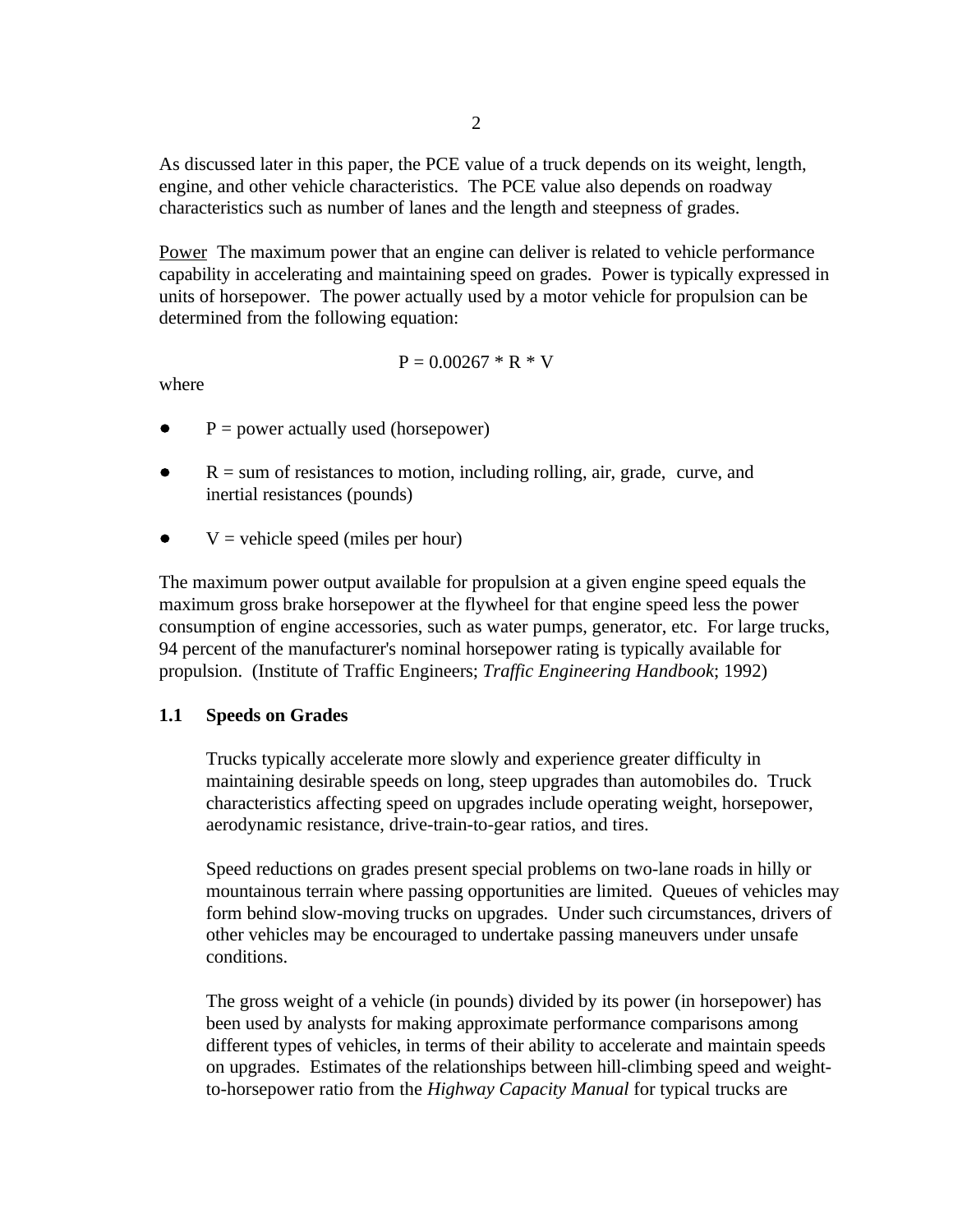As discussed later in this paper, the PCE value of a truck depends on its weight, length, engine, and other vehicle characteristics. The PCE value also depends on roadway characteristics such as number of lanes and the length and steepness of grades.

Power The maximum power that an engine can deliver is related to vehicle performance capability in accelerating and maintaining speed on grades. Power is typically expressed in units of horsepower. The power actually used by a motor vehicle for propulsion can be determined from the following equation:

$$P = 0.00267 * R * V$$

where

- $P$ = power actually used (horsepower)
- $R$ = sum of resistances to motion, including rolling, air, grade, curve, and inertial resistances (pounds)
- $V$ = vehicle speed (miles per hour)

The maximum power output available for propulsion at a given engine speed equals the maximum gross brake horsepower at the flywheel for that engine speed less the power consumption of engine accessories, such as water pumps, generator, etc. For large trucks, 94 percent of the manufacturer's nominal horsepower rating is typically available for propulsion. (Institute of Traffic Engineers; *Traffic Engineering Handbook*; 1992)

## 1.1 Speeds on Grades

Trucks typically accelerate more slowly and experience greater difficulty in maintaining desirable speeds on long, steep upgrades than automobiles do. Truck characteristics affecting speed on upgrades include operating weight, horsepower, aerodynamic resistance, drive-train-to-gear ratios, and tires.

Speed reductions on grades present special problems on two-lane roads in hilly or mountainous terrain where passing opportunities are limited. Queues of vehicles may form behind slow-moving trucks on upgrades. Under such circumstances, drivers of other vehicles may be encouraged to undertake passing maneuvers under unsafe conditions.

The gross weight of a vehicle (in pounds) divided by its power (in horsepower) has been used by analysts for making approximate performance comparisons among different types of vehicles, in terms of their ability to accelerate and maintain speeds on upgrades. Estimates of the relationships between hill-climbing speed and weight-to-horsepower ratio from the *Highway Capacity Manual* for typical trucks are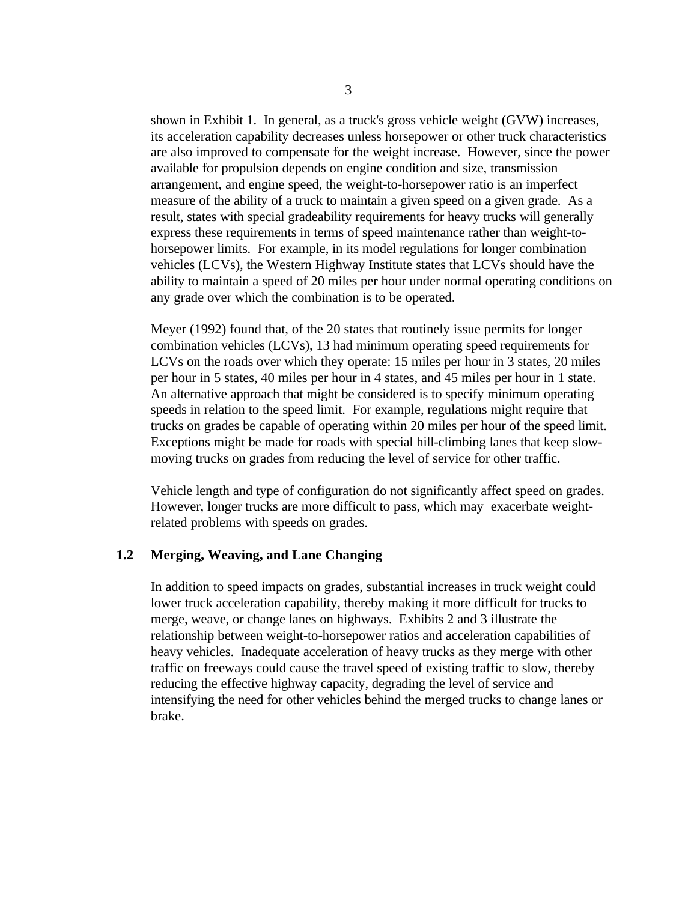shown in Exhibit 1. In general, as a truck's gross vehicle weight (GVW) increases, its acceleration capability decreases unless horsepower or other truck characteristics are also improved to compensate for the weight increase. However, since the power available for propulsion depends on engine condition and size, transmission arrangement, and engine speed, the weight-to-horsepower ratio is an imperfect measure of the ability of a truck to maintain a given speed on a given grade. As a result, states with special gradeability requirements for heavy trucks will generally express these requirements in terms of speed maintenance rather than weight-to-horsepower limits. For example, in its model regulations for longer combination vehicles (LCVs), the Western Highway Institute states that LCVs should have the ability to maintain a speed of 20 miles per hour under normal operating conditions on any grade over which the combination is to be operated.

Meyer (1992) found that, of the 20 states that routinely issue permits for longer combination vehicles (LCVs), 13 had minimum operating speed requirements for LCVs on the roads over which they operate: 15 miles per hour in 3 states, 20 miles per hour in 5 states, 40 miles per hour in 4 states, and 45 miles per hour in 1 state. An alternative approach that might be considered is to specify minimum operating speeds in relation to the speed limit. For example, regulations might require that trucks on grades be capable of operating within 20 miles per hour of the speed limit. Exceptions might be made for roads with special hill-climbing lanes that keep slow-moving trucks on grades from reducing the level of service for other traffic.

Vehicle length and type of configuration do not significantly affect speed on grades. However, longer trucks are more difficult to pass, which may exacerbate weight-related problems with speeds on grades.

## 1.2 Merging, Weaving, and Lane Changing

In addition to speed impacts on grades, substantial increases in truck weight could lower truck acceleration capability, thereby making it more difficult for trucks to merge, weave, or change lanes on highways. Exhibits 2 and 3 illustrate the relationship between weight-to-horsepower ratios and acceleration capabilities of heavy vehicles. Inadequate acceleration of heavy trucks as they merge with other traffic on freeways could cause the travel speed of existing traffic to slow, thereby reducing the effective highway capacity, degrading the level of service and intensifying the need for other vehicles behind the merged trucks to change lanes or brake.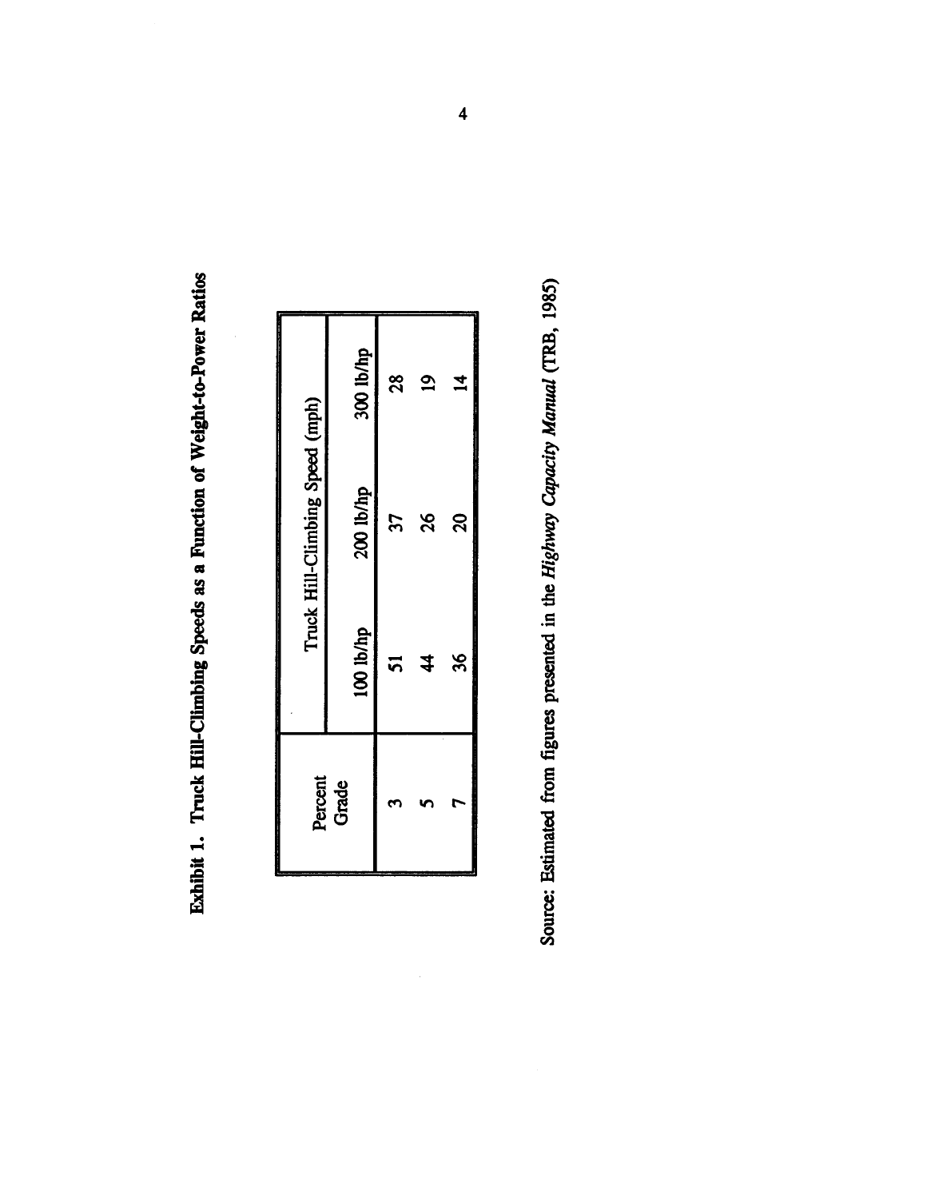**Exhibit 1. Truck Hill-Climbing Speeds as a Function of Weight-to-Power Ratios**

| Percent Grade | Truck Hill-Climbing Speed (mph) | | |
|---|---|---|---|
| | 100 lb/hp | 200 lb/hp | 300 lb/hp |
| 3 | 51 | 37 | 28 |
| 5 | 44 | 26 | 19 |
| 7 | 36 | 20 | 14 |

Source: Estimated from figures presented in the *Highway Capacity Manual* (TRB, 1985)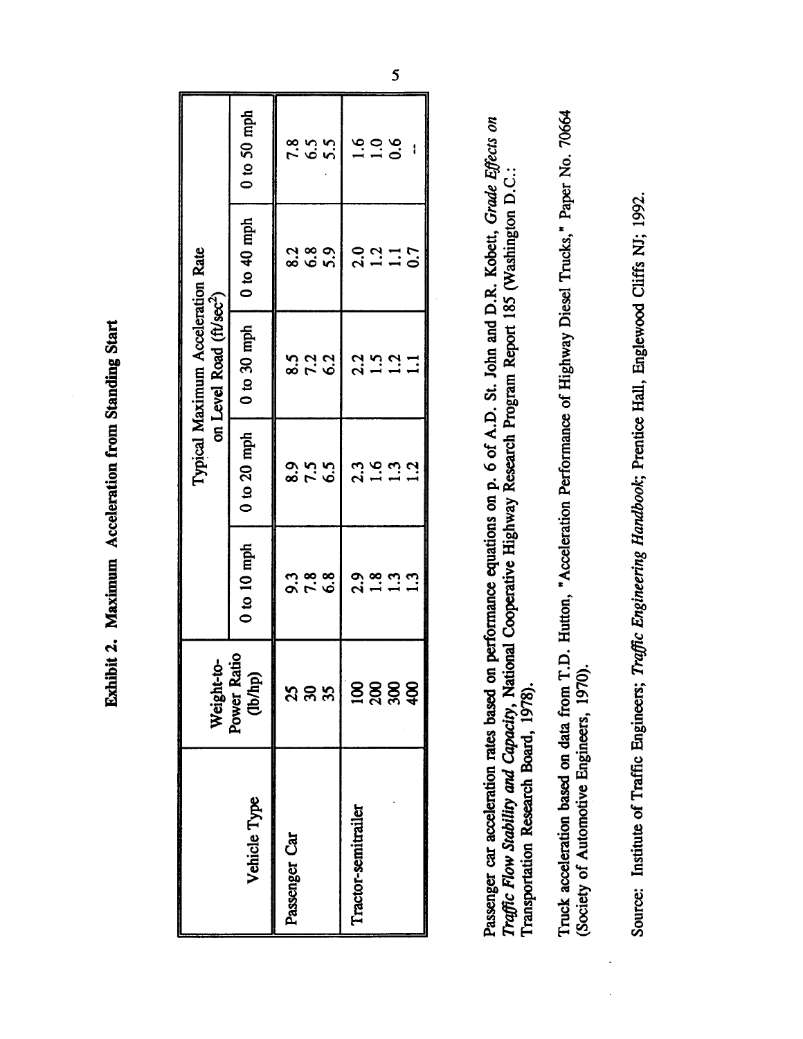**Exhibit 2. Maximum Acceleration from Standing Start**

| Vehicle Type | Weight-to-Power Ratio (lb/hp) | Typical Maximum Acceleration Rate on Level Road (ft/sec$^2$) | | | | |
|---|---|---|---|---|---|---|
| | | 0 to 10 mph | 0 to 20 mph | 0 to 30 mph | 0 to 40 mph | 0 to 50 mph |
| Passenger Car | 25 | 9.3 | 8.9 | 8.5 | 8.2 | 7.8 |
| | 30 | 7.8 | 7.5 | 7.2 | 6.8 | 6.5 |
| | 35 | 6.8 | 6.5 | 6.2 | 5.9 | 5.5 |
| Tractor-semitrailer | 100 | 2.9 | 2.3 | 2.2 | 2.0 | 1.6 |
| | 200 | 1.8 | 1.6 | 1.5 | 1.2 | 1.0 |
| | 300 | 1.3 | 1.3 | 1.2 | 1.1 | 0.6 |
| | 400 | 1.3 | 1.2 | 1.1 | 0.7 | -- |

Passenger car acceleration rates based on performance equations on p. 6 of A.D. St. John and D.R. Kobett, *Grade Effects on Traffic Flow Stability and Capacity*, National Cooperative Highway Research Program Report 185 (Washington D.C.: Transportation Research Board, 1978).

Truck acceleration based on data from T.D. Hutton, "Acceleration Performance of Highway Diesel Trucks," Paper No. 70664 (Society of Automotive Engineers, 1970).

Source: Institute of Traffic Engineers; *Traffic Engineering Handbook*; Prentice Hall, Englewood Cliffs NJ; 1992.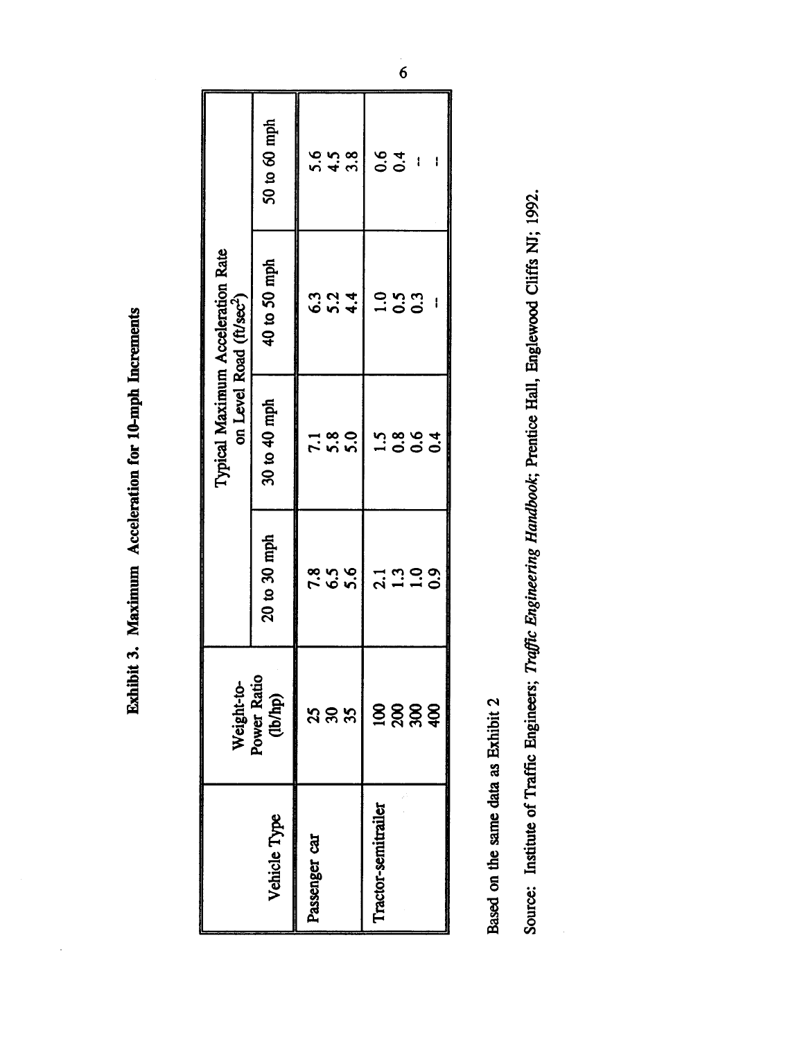**Exhibit 3. Maximum Acceleration for 10-mph Increments**

| Vehicle Type | Weight-to-Power Ratio (lb/hp) | Typical Maximum Acceleration Rate on Level Road (ft/sec$^2$) | | | |
|---|---|---|---|---|---|
| | | 20 to 30 mph | 30 to 40 mph | 40 to 50 mph | 50 to 60 mph |
| Passenger car | 25 | 7.8 | 7.1 | 6.3 | 5.6 |
| | 30 | 6.5 | 5.8 | 5.2 | 4.5 |
| | 35 | 5.6 | 5.0 | 4.4 | 3.8 |
| Tractor-semitrailer | 100 | 2.1 | 1.5 | 1.0 | 0.6 |
| | 200 | 1.3 | 0.8 | 0.5 | 0.4 |
| | 300 | 1.0 | 0.6 | 0.3 | -- |
| | 400 | 0.9 | 0.4 | -- | -- |

Based on the same data as Exhibit 2

Source: Institute of Traffic Engineers; *Traffic Engineering Handbook*; Prentice Hall, Englewood Cliffs NJ; 1992.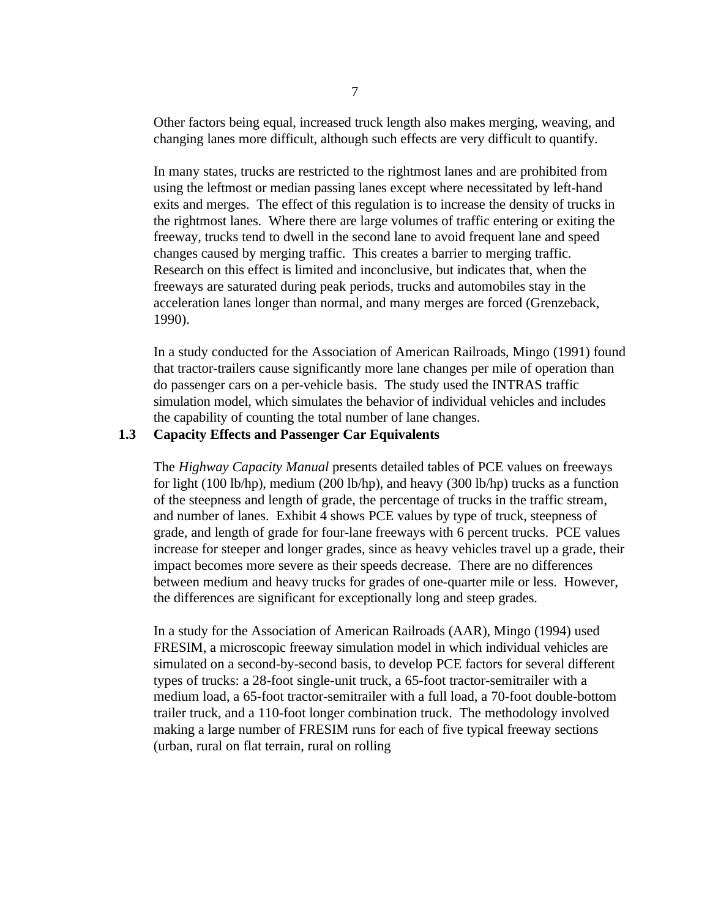Other factors being equal, increased truck length also makes merging, weaving, and changing lanes more difficult, although such effects are very difficult to quantify.

In many states, trucks are restricted to the rightmost lanes and are prohibited from using the leftmost or median passing lanes except where necessitated by left-hand exits and merges. The effect of this regulation is to increase the density of trucks in the rightmost lanes. Where there are large volumes of traffic entering or exiting the freeway, trucks tend to dwell in the second lane to avoid frequent lane and speed changes caused by merging traffic. This creates a barrier to merging traffic. Research on this effect is limited and inconclusive, but indicates that, when the freeways are saturated during peak periods, trucks and automobiles stay in the acceleration lanes longer than normal, and many merges are forced (Grenzeback, 1990).

In a study conducted for the Association of American Railroads, Mingo (1991) found that tractor-trailers cause significantly more lane changes per mile of operation than do passenger cars on a per-vehicle basis. The study used the INTRAS traffic simulation model, which simulates the behavior of individual vehicles and includes the capability of counting the total number of lane changes.

## 1.3 Capacity Effects and Passenger Car Equivalents

The *Highway Capacity Manual* presents detailed tables of PCE values on freeways for light (100 lb/hp), medium (200 lb/hp), and heavy (300 lb/hp) trucks as a function of the steepness and length of grade, the percentage of trucks in the traffic stream, and number of lanes. Exhibit 4 shows PCE values by type of truck, steepness of grade, and length of grade for four-lane freeways with 6 percent trucks. PCE values increase for steeper and longer grades, since as heavy vehicles travel up a grade, their impact becomes more severe as their speeds decrease. There are no differences between medium and heavy trucks for grades of one-quarter mile or less. However, the differences are significant for exceptionally long and steep grades.

In a study for the Association of American Railroads (AAR), Mingo (1994) used FRESIM, a microscopic freeway simulation model in which individual vehicles are simulated on a second-by-second basis, to develop PCE factors for several different types of trucks: a 28-foot single-unit truck, a 65-foot tractor-semitrailer with a medium load, a 65-foot tractor-semitrailer with a full load, a 70-foot double-bottom trailer truck, and a 110-foot longer combination truck. The methodology involved making a large number of FRESIM runs for each of five typical freeway sections (urban, rural on flat terrain, rural on rolling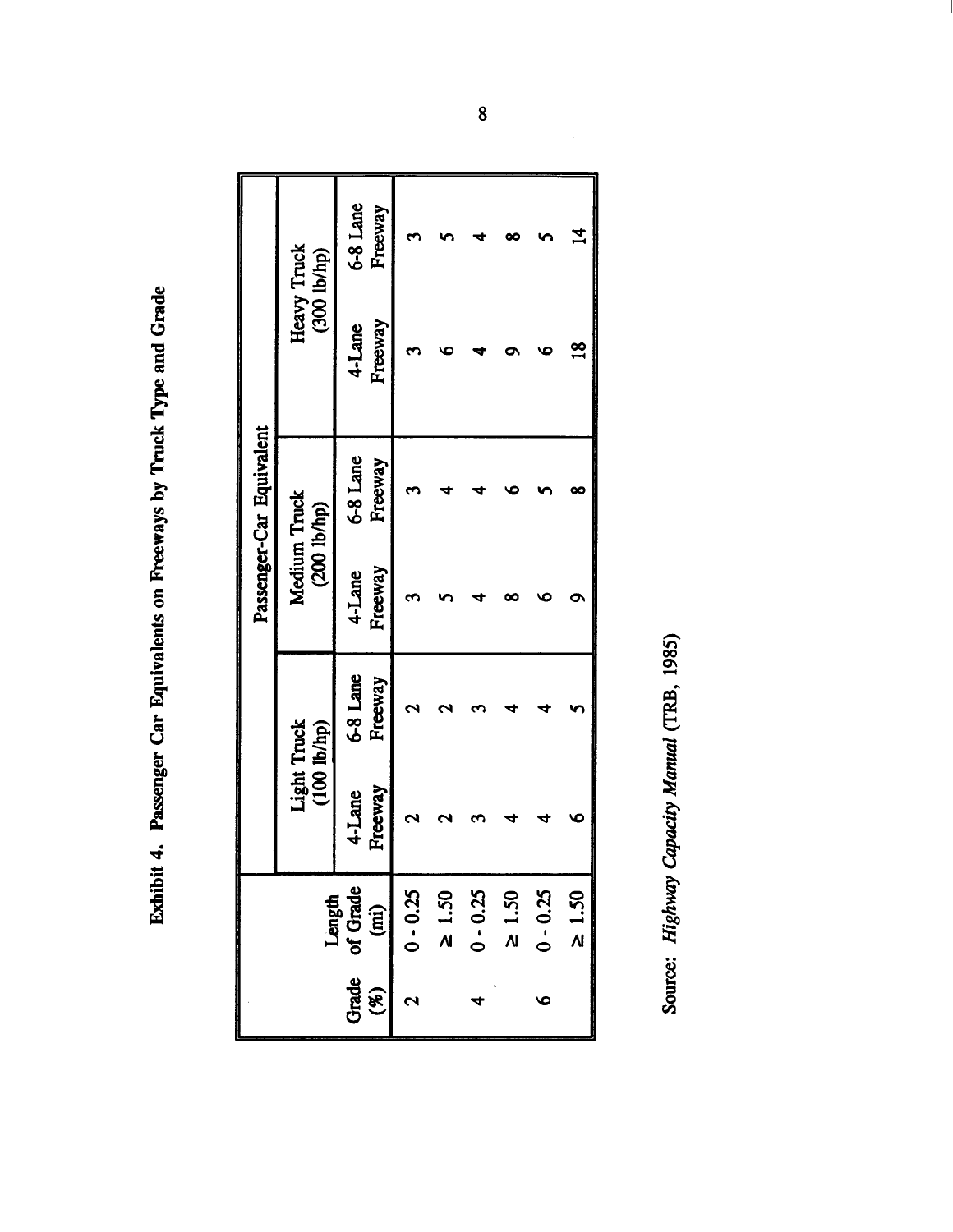**Exhibit 4. Passenger Car Equivalents on Freeways by Truck Type and Grade**

| Grade (%) | Length of Grade (mi) | Passenger-Car Equivalent | | | | | |
|---|---|---|---|---|---|---|---|
| | | Light Truck (100 lb/hp) | | Medium Truck (200 lb/hp) | | Heavy Truck (300 lb/hp) | |
| | | 4-Lane Freeway | 6-8 Lane Freeway | 4-Lane Freeway | 6-8 Lane Freeway | 4-Lane Freeway | 6-8 Lane Freeway |
| 2 | 0 - 0.25 | 2 | 2 | 3 | 3 | 3 | 3 |
| | ≥ 1.50 | 2 | 2 | 5 | 4 | 6 | 5 |
| 4 | 0 - 0.25 | 3 | 3 | 4 | 4 | 4 | 4 |
| | ≥ 1.50 | 4 | 4 | 8 | 6 | 9 | 8 |
| 6 | 0 - 0.25 | 4 | 4 | 6 | 5 | 6 | 5 |
| | ≥ 1.50 | 6 | 5 | 9 | 8 | 18 | 14 |

Source: *Highway Capacity Manual* (TRB, 1985)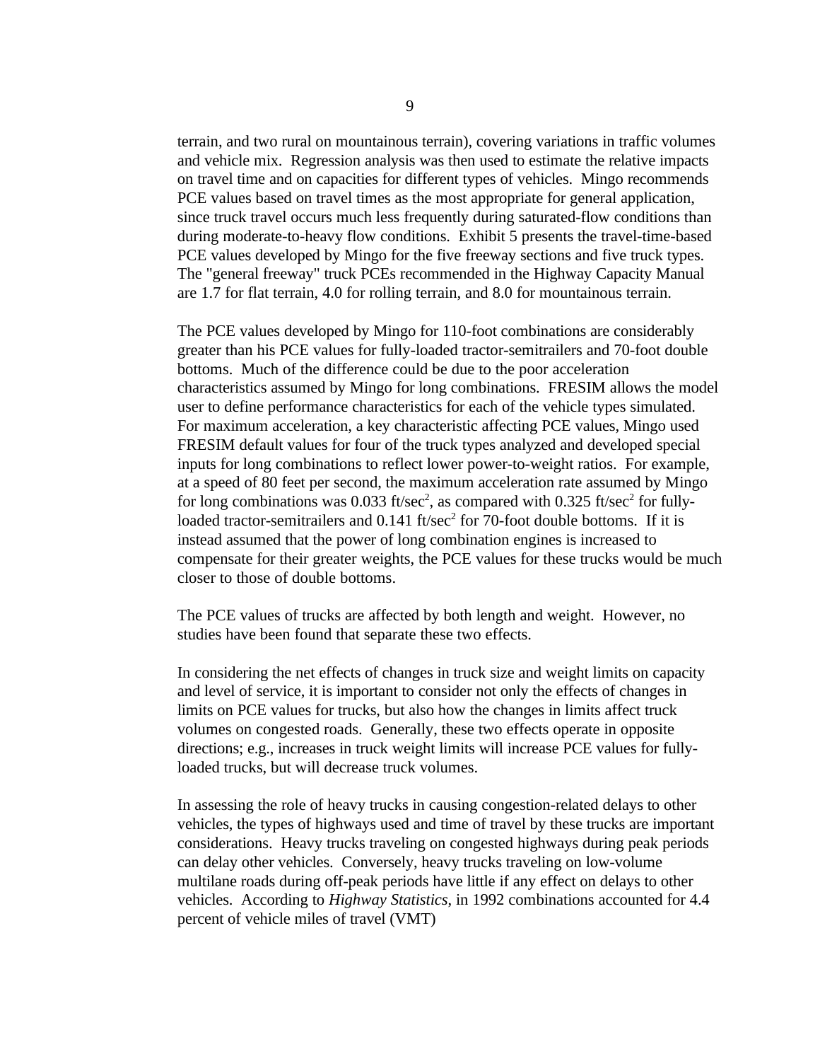terrain, and two rural on mountainous terrain), covering variations in traffic volumes and vehicle mix. Regression analysis was then used to estimate the relative impacts on travel time and on capacities for different types of vehicles. Mingo recommends PCE values based on travel times as the most appropriate for general application, since truck travel occurs much less frequently during saturated-flow conditions than during moderate-to-heavy flow conditions. Exhibit 5 presents the travel-time-based PCE values developed by Mingo for the five freeway sections and five truck types. The "general freeway" truck PCEs recommended in the Highway Capacity Manual are 1.7 for flat terrain, 4.0 for rolling terrain, and 8.0 for mountainous terrain.

The PCE values developed by Mingo for 110-foot combinations are considerably greater than his PCE values for fully-loaded tractor-semitrailers and 70-foot double bottoms. Much of the difference could be due to the poor acceleration characteristics assumed by Mingo for long combinations. FRESIM allows the model user to define performance characteristics for each of the vehicle types simulated. For maximum acceleration, a key characteristic affecting PCE values, Mingo used FRESIM default values for four of the truck types analyzed and developed special inputs for long combinations to reflect lower power-to-weight ratios. For example, at a speed of 80 feet per second, the maximum acceleration rate assumed by Mingo for long combinations was 0.033 ft/sec$^2$, as compared with 0.325 ft/sec$^2$ for fully-loaded tractor-semitrailers and 0.141 ft/sec$^2$ for 70-foot double bottoms. If it is instead assumed that the power of long combination engines is increased to compensate for their greater weights, the PCE values for these trucks would be much closer to those of double bottoms.

The PCE values of trucks are affected by both length and weight. However, no studies have been found that separate these two effects.

In considering the net effects of changes in truck size and weight limits on capacity and level of service, it is important to consider not only the effects of changes in limits on PCE values for trucks, but also how the changes in limits affect truck volumes on congested roads. Generally, these two effects operate in opposite directions; e.g., increases in truck weight limits will increase PCE values for fully-loaded trucks, but will decrease truck volumes.

In assessing the role of heavy trucks in causing congestion-related delays to other vehicles, the types of highways used and time of travel by these trucks are important considerations. Heavy trucks traveling on congested highways during peak periods can delay other vehicles. Conversely, heavy trucks traveling on low-volume multilane roads during off-peak periods have little if any effect on delays to other vehicles. According to *Highway Statistics*, in 1992 combinations accounted for 4.4 percent of vehicle miles of travel (VMT)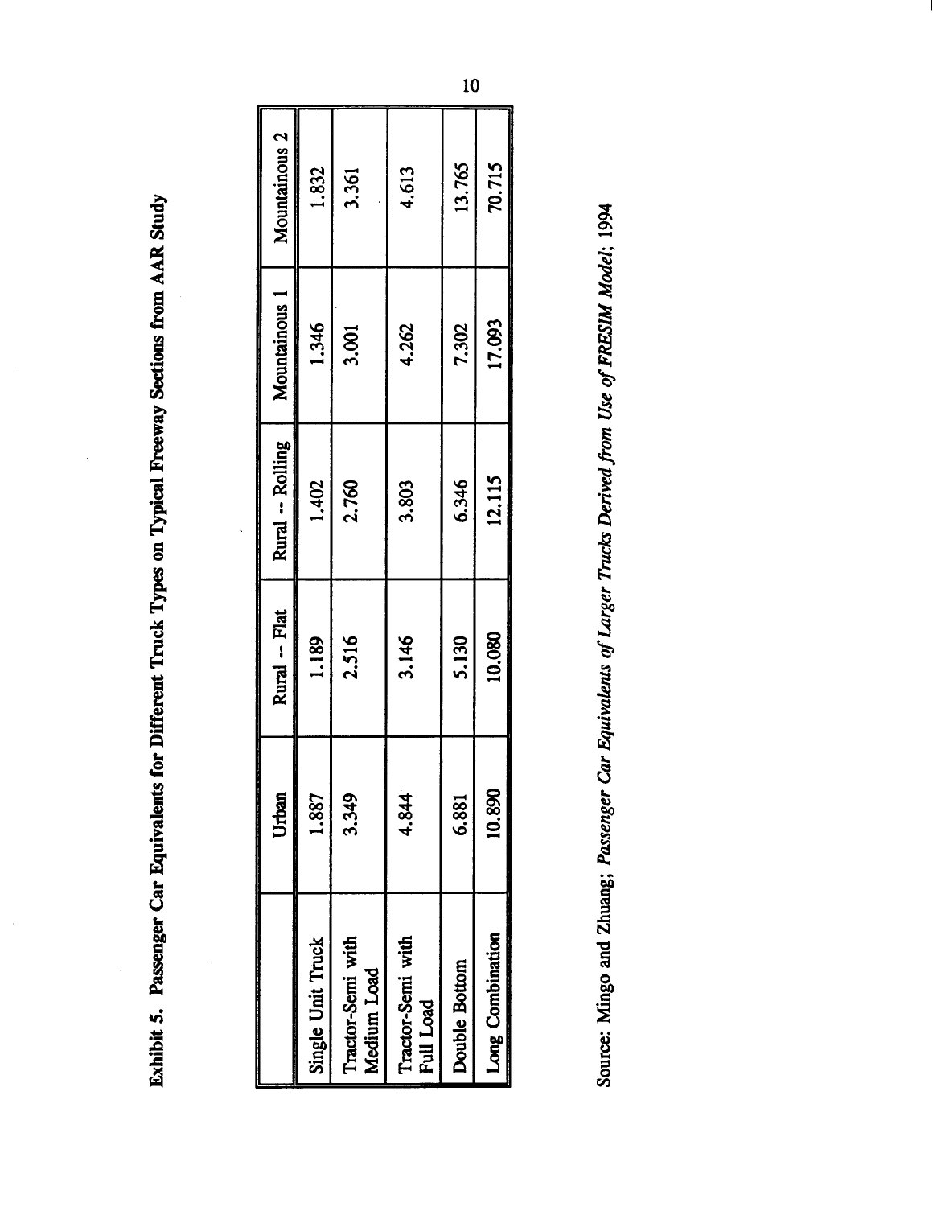**Exhibit 5. Passenger Car Equivalents for Different Truck Types on Typical Freeway Sections from AAR Study**

| | Urban | Rural -- Flat | Rural -- Rolling | Mountainous 1 | Mountainous 2 |
|---|---|---|---|---|---|
| Single Unit Truck | 1.887 | 1.189 | 1.402 | 1.346 | 1.832 |
| Tractor-Semi with Medium Load | 3.349 | 2.516 | 2.760 | 3.001 | 3.361 |
| Tractor-Semi with Full Load | 4.844 | 3.146 | 3.803 | 4.262 | 4.613 |
| Double Bottom | 6.881 | 5.130 | 6.346 | 7.302 | 13.765 |
| Long Combination | 10.890 | 10.080 | 12.115 | 17.093 | 70.715 |

Source: Mingo and Zhuang; *Passenger Car Equivalents of Larger Trucks Derived from Use of FRESIM Model*; 1994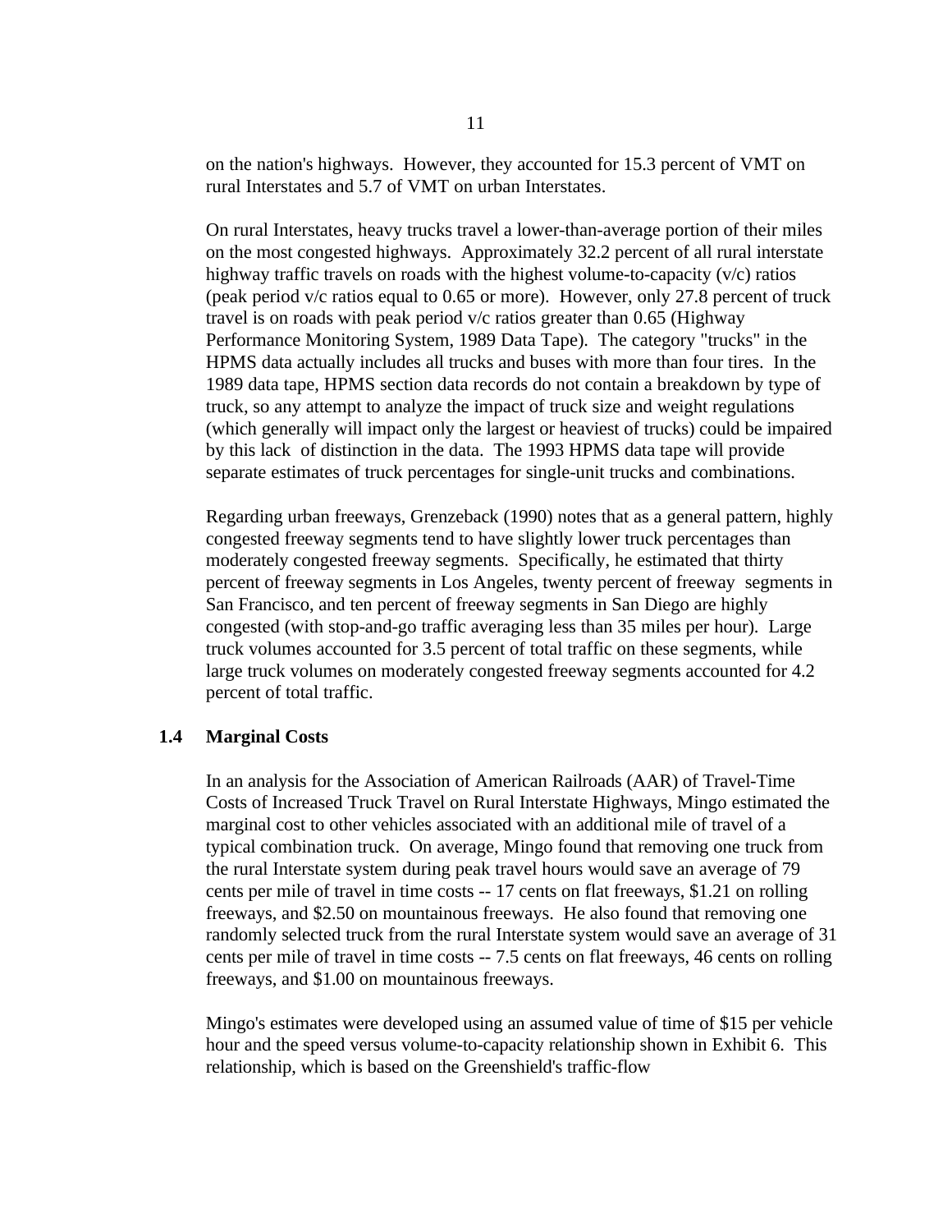on the nation's highways. However, they accounted for 15.3 percent of VMT on rural Interstates and 5.7 of VMT on urban Interstates.

On rural Interstates, heavy trucks travel a lower-than-average portion of their miles on the most congested highways. Approximately 32.2 percent of all rural interstate highway traffic travels on roads with the highest volume-to-capacity (v/c) ratios (peak period v/c ratios equal to 0.65 or more). However, only 27.8 percent of truck travel is on roads with peak period v/c ratios greater than 0.65 (Highway Performance Monitoring System, 1989 Data Tape). The category "trucks" in the HPMS data actually includes all trucks and buses with more than four tires. In the 1989 data tape, HPMS section data records do not contain a breakdown by type of truck, so any attempt to analyze the impact of truck size and weight regulations (which generally will impact only the largest or heaviest of trucks) could be impaired by this lack of distinction in the data. The 1993 HPMS data tape will provide separate estimates of truck percentages for single-unit trucks and combinations.

Regarding urban freeways, Grenzeback (1990) notes that as a general pattern, highly congested freeway segments tend to have slightly lower truck percentages than moderately congested freeway segments. Specifically, he estimated that thirty percent of freeway segments in Los Angeles, twenty percent of freeway segments in San Francisco, and ten percent of freeway segments in San Diego are highly congested (with stop-and-go traffic averaging less than 35 miles per hour). Large truck volumes accounted for 3.5 percent of total traffic on these segments, while large truck volumes on moderately congested freeway segments accounted for 4.2 percent of total traffic.

## 1.4 Marginal Costs

In an analysis for the Association of American Railroads (AAR) of Travel-Time Costs of Increased Truck Travel on Rural Interstate Highways, Mingo estimated the marginal cost to other vehicles associated with an additional mile of travel of a typical combination truck. On average, Mingo found that removing one truck from the rural Interstate system during peak travel hours would save an average of 79 cents per mile of travel in time costs -- 17 cents on flat freeways, $1.21 on rolling freeways, and $2.50 on mountainous freeways. He also found that removing one randomly selected truck from the rural Interstate system would save an average of 31 cents per mile of travel in time costs -- 7.5 cents on flat freeways, 46 cents on rolling freeways, and $1.00 on mountainous freeways.

Mingo's estimates were developed using an assumed value of time of $15 per vehicle hour and the speed versus volume-to-capacity relationship shown in Exhibit 6. This relationship, which is based on the Greenshield's traffic-flow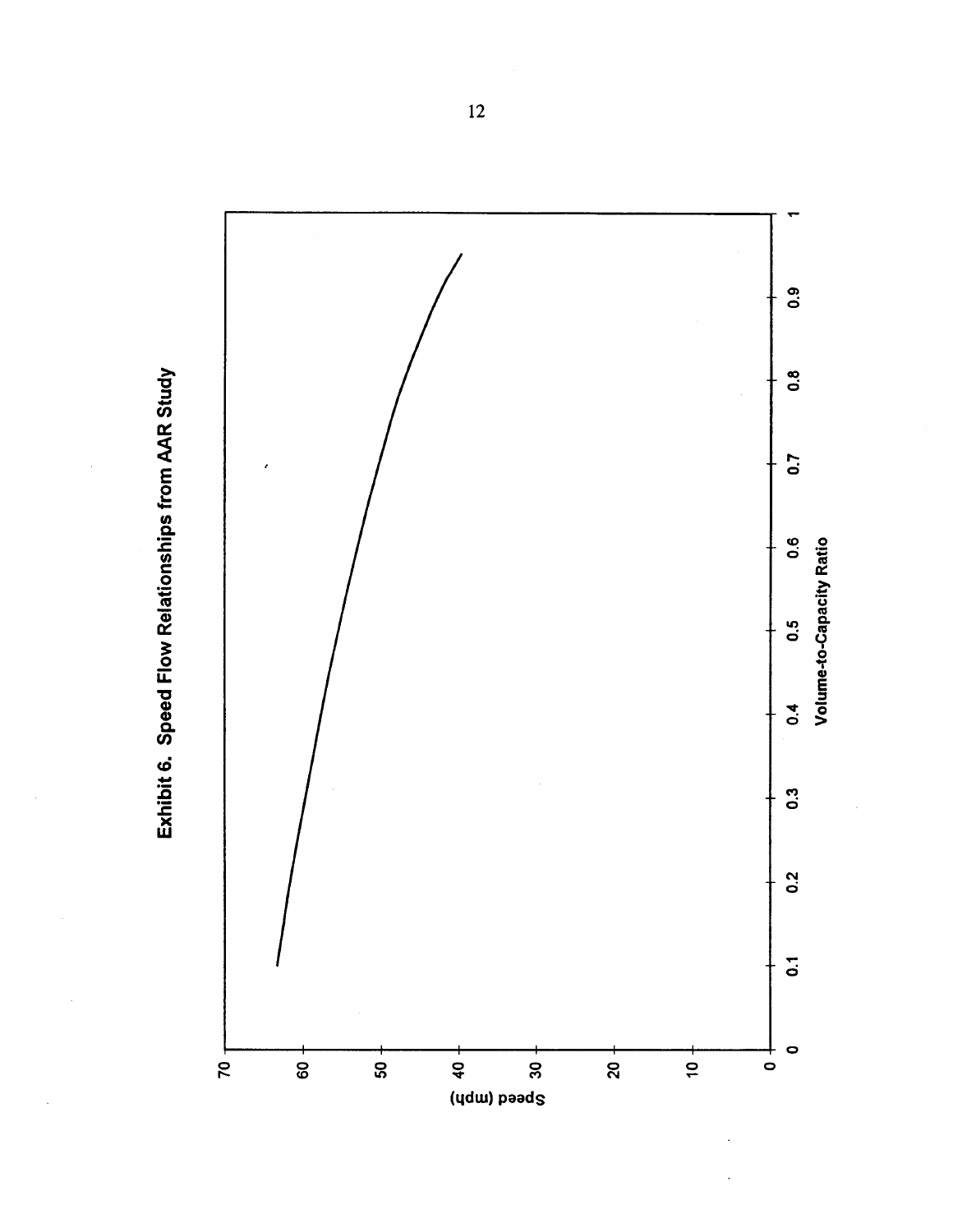**Exhibit 6. Speed Flow Relationships from AAR Study**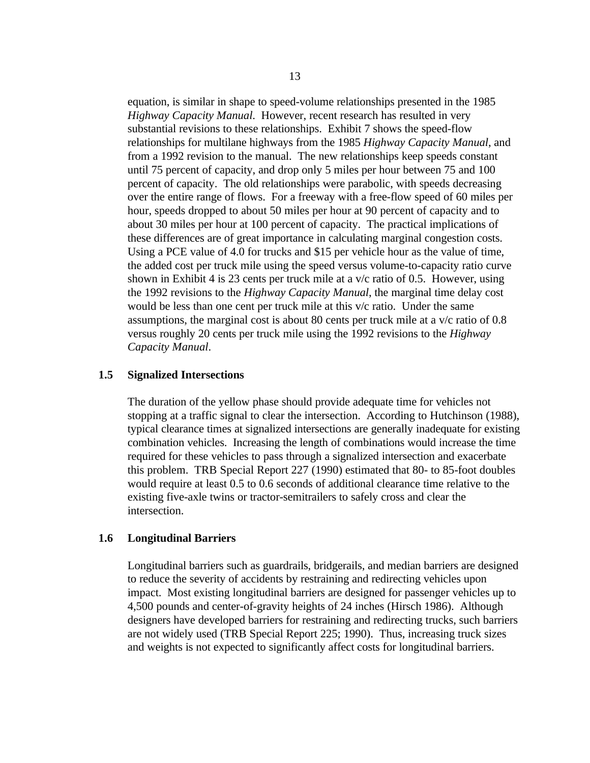equation, is similar in shape to speed-volume relationships presented in the 1985 *Highway Capacity Manual*. However, recent research has resulted in very substantial revisions to these relationships. Exhibit 7 shows the speed-flow relationships for multilane highways from the 1985 *Highway Capacity Manual*, and from a 1992 revision to the manual. The new relationships keep speeds constant until 75 percent of capacity, and drop only 5 miles per hour between 75 and 100 percent of capacity. The old relationships were parabolic, with speeds decreasing over the entire range of flows. For a freeway with a free-flow speed of 60 miles per hour, speeds dropped to about 50 miles per hour at 90 percent of capacity and to about 30 miles per hour at 100 percent of capacity. The practical implications of these differences are of great importance in calculating marginal congestion costs. Using a PCE value of 4.0 for trucks and $15 per vehicle hour as the value of time, the added cost per truck mile using the speed versus volume-to-capacity ratio curve shown in Exhibit 4 is 23 cents per truck mile at a v/c ratio of 0.5. However, using the 1992 revisions to the *Highway Capacity Manual*, the marginal time delay cost would be less than one cent per truck mile at this v/c ratio. Under the same assumptions, the marginal cost is about 80 cents per truck mile at a v/c ratio of 0.8 versus roughly 20 cents per truck mile using the 1992 revisions to the *Highway Capacity Manual*.

## 1.5 Signalized Intersections

The duration of the yellow phase should provide adequate time for vehicles not stopping at a traffic signal to clear the intersection. According to Hutchinson (1988), typical clearance times at signalized intersections are generally inadequate for existing combination vehicles. Increasing the length of combinations would increase the time required for these vehicles to pass through a signalized intersection and exacerbate this problem. TRB Special Report 227 (1990) estimated that 80- to 85-foot doubles would require at least 0.5 to 0.6 seconds of additional clearance time relative to the existing five-axle twins or tractor-semitrailers to safely cross and clear the intersection.

## 1.6 Longitudinal Barriers

Longitudinal barriers such as guardrails, bridgerails, and median barriers are designed to reduce the severity of accidents by restraining and redirecting vehicles upon impact. Most existing longitudinal barriers are designed for passenger vehicles up to 4,500 pounds and center-of-gravity heights of 24 inches (Hirsch 1986). Although designers have developed barriers for restraining and redirecting trucks, such barriers are not widely used (TRB Special Report 225; 1990). Thus, increasing truck sizes and weights is not expected to significantly affect costs for longitudinal barriers.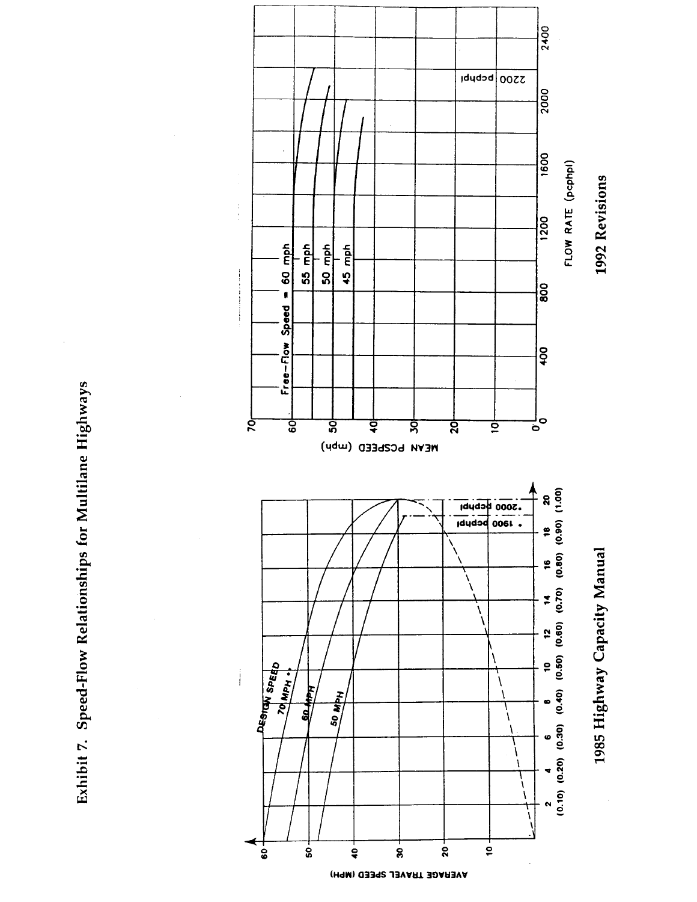# Exhibit 7. Speed-Flow Relationships for Multilane Highways

AVERAGE TRAVEL SPEED (MPH)

DESIGN SPEED

70 MPH •

60 MPH

50 MPH

• 1900 pcphpl

•2000 pcphpl

2 (0.10) 4 (0.20) 6 (0.30) 8 (0.40) 10 (0.50) 12 (0.60) 14 (0.70) 16 (0.80) 18 (0.90) 20 (1.00)

1985 Highway Capacity Manual

MEAN PCSPEED (mph)

Free-Flow Speed = 60 mph

55 mph

50 mph

45 mph

2200 pcphpl

FLOW RATE (pcphpl)

1992 Revisions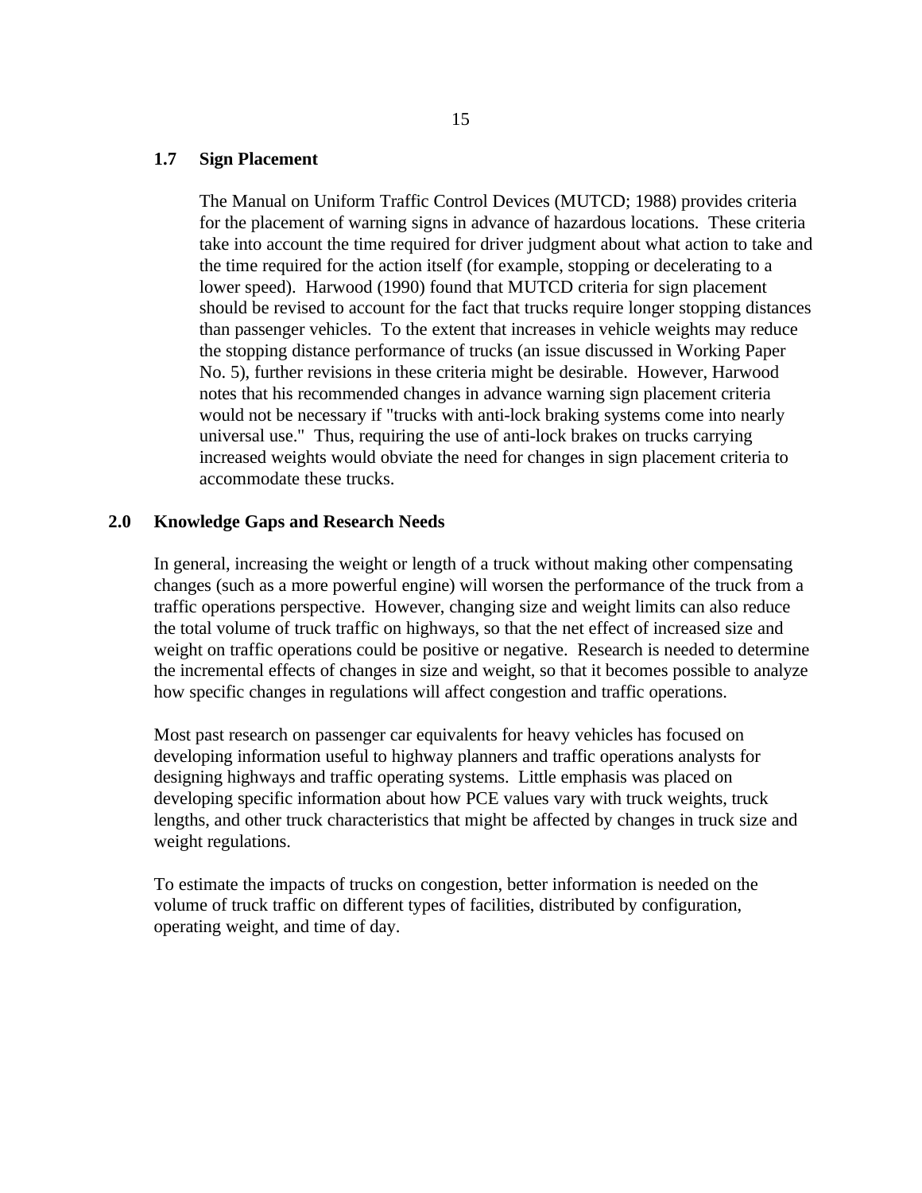### 1.7 Sign Placement

The Manual on Uniform Traffic Control Devices (MUTCD; 1988) provides criteria for the placement of warning signs in advance of hazardous locations. These criteria take into account the time required for driver judgment about what action to take and the time required for the action itself (for example, stopping or decelerating to a lower speed). Harwood (1990) found that MUTCD criteria for sign placement should be revised to account for the fact that trucks require longer stopping distances than passenger vehicles. To the extent that increases in vehicle weights may reduce the stopping distance performance of trucks (an issue discussed in Working Paper No. 5), further revisions in these criteria might be desirable. However, Harwood notes that his recommended changes in advance warning sign placement criteria would not be necessary if "trucks with anti-lock braking systems come into nearly universal use." Thus, requiring the use of anti-lock brakes on trucks carrying increased weights would obviate the need for changes in sign placement criteria to accommodate these trucks.

## 2.0 Knowledge Gaps and Research Needs

In general, increasing the weight or length of a truck without making other compensating changes (such as a more powerful engine) will worsen the performance of the truck from a traffic operations perspective. However, changing size and weight limits can also reduce the total volume of truck traffic on highways, so that the net effect of increased size and weight on traffic operations could be positive or negative. Research is needed to determine the incremental effects of changes in size and weight, so that it becomes possible to analyze how specific changes in regulations will affect congestion and traffic operations.

Most past research on passenger car equivalents for heavy vehicles has focused on developing information useful to highway planners and traffic operations analysts for designing highways and traffic operating systems. Little emphasis was placed on developing specific information about how PCE values vary with truck weights, truck lengths, and other truck characteristics that might be affected by changes in truck size and weight regulations.

To estimate the impacts of trucks on congestion, better information is needed on the volume of truck traffic on different types of facilities, distributed by configuration, operating weight, and time of day.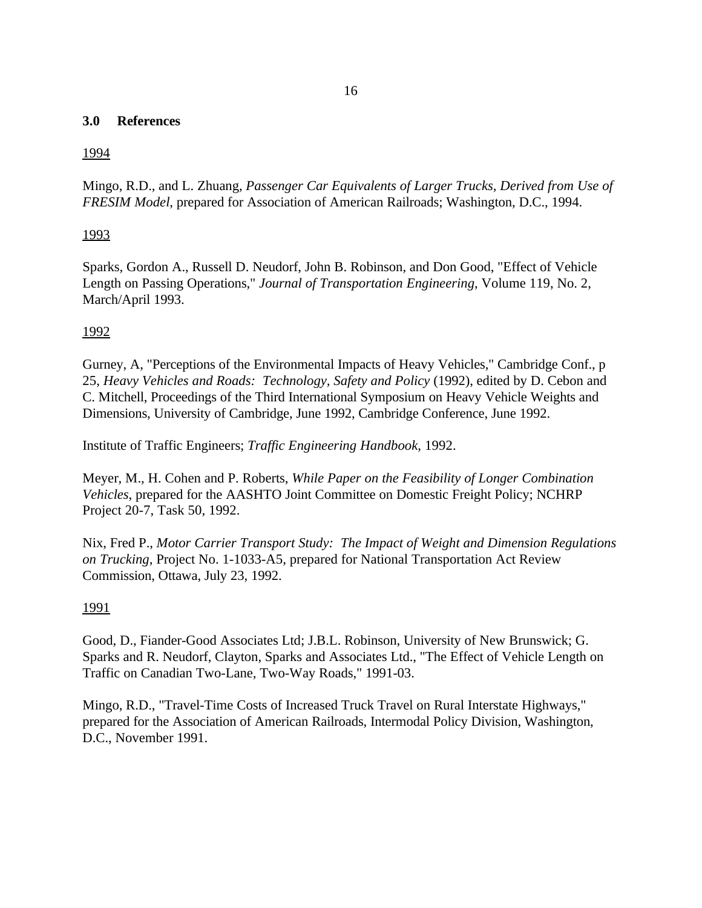## 3.0 References

1994

Mingo, R.D., and L. Zhuang, *Passenger Car Equivalents of Larger Trucks, Derived from Use of FRESIM Model*, prepared for Association of American Railroads; Washington, D.C., 1994.

1993

Sparks, Gordon A., Russell D. Neudorf, John B. Robinson, and Don Good, "Effect of Vehicle Length on Passing Operations," *Journal of Transportation Engineering*, Volume 119, No. 2, March/April 1993.

1992

Gurney, A, "Perceptions of the Environmental Impacts of Heavy Vehicles," Cambridge Conf., p 25, *Heavy Vehicles and Roads: Technology, Safety and Policy* (1992), edited by D. Cebon and C. Mitchell, Proceedings of the Third International Symposium on Heavy Vehicle Weights and Dimensions, University of Cambridge, June 1992, Cambridge Conference, June 1992.

Institute of Traffic Engineers; *Traffic Engineering Handbook*, 1992.

Meyer, M., H. Cohen and P. Roberts, *While Paper on the Feasibility of Longer Combination Vehicles*, prepared for the AASHTO Joint Committee on Domestic Freight Policy; NCHRP Project 20-7, Task 50, 1992.

Nix, Fred P., *Motor Carrier Transport Study: The Impact of Weight and Dimension Regulations on Trucking*, Project No. 1-1033-A5, prepared for National Transportation Act Review Commission, Ottawa, July 23, 1992.

1991

Good, D., Fiander-Good Associates Ltd; J.B.L. Robinson, University of New Brunswick; G. Sparks and R. Neudorf, Clayton, Sparks and Associates Ltd., "The Effect of Vehicle Length on Traffic on Canadian Two-Lane, Two-Way Roads," 1991-03.

Mingo, R.D., "Travel-Time Costs of Increased Truck Travel on Rural Interstate Highways," prepared for the Association of American Railroads, Intermodal Policy Division, Washington, D.C., November 1991.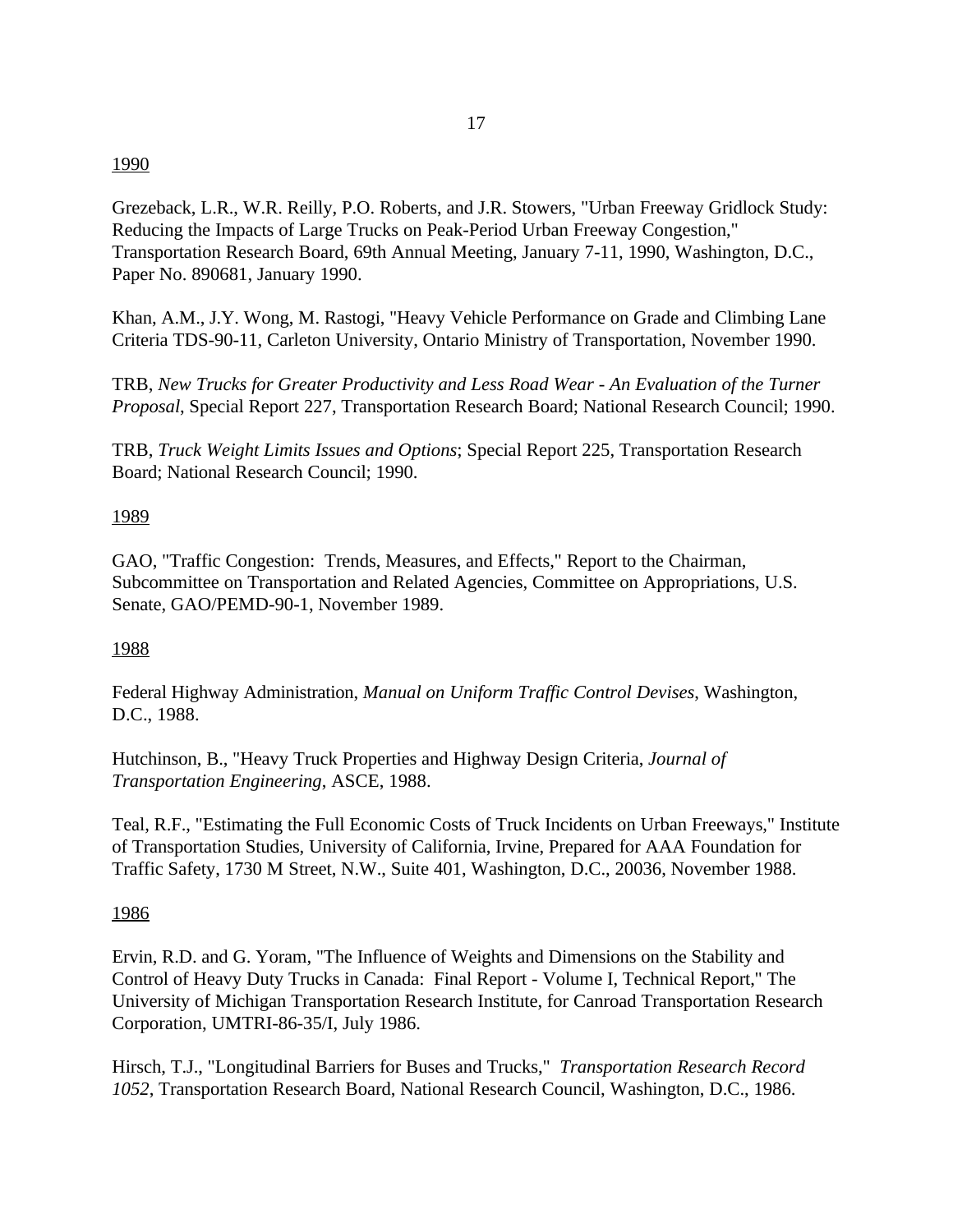<u>1990</u>

Grezeback, L.R., W.R. Reilly, P.O. Roberts, and J.R. Stowers, "Urban Freeway Gridlock Study: Reducing the Impacts of Large Trucks on Peak-Period Urban Freeway Congestion," Transportation Research Board, 69th Annual Meeting, January 7-11, 1990, Washington, D.C., Paper No. 890681, January 1990.

Khan, A.M., J.Y. Wong, M. Rastogi, "Heavy Vehicle Performance on Grade and Climbing Lane Criteria TDS-90-11, Carleton University, Ontario Ministry of Transportation, November 1990.

TRB, *New Trucks for Greater Productivity and Less Road Wear - An Evaluation of the Turner Proposal*, Special Report 227, Transportation Research Board; National Research Council; 1990.

TRB, *Truck Weight Limits Issues and Options*; Special Report 225, Transportation Research Board; National Research Council; 1990.

<u>1989</u>

GAO, "Traffic Congestion: Trends, Measures, and Effects," Report to the Chairman, Subcommittee on Transportation and Related Agencies, Committee on Appropriations, U.S. Senate, GAO/PEMD-90-1, November 1989.

<u>1988</u>

Federal Highway Administration, *Manual on Uniform Traffic Control Devises*, Washington, D.C., 1988.

Hutchinson, B., "Heavy Truck Properties and Highway Design Criteria, *Journal of Transportation Engineering*, ASCE, 1988.

Teal, R.F., "Estimating the Full Economic Costs of Truck Incidents on Urban Freeways," Institute of Transportation Studies, University of California, Irvine, Prepared for AAA Foundation for Traffic Safety, 1730 M Street, N.W., Suite 401, Washington, D.C., 20036, November 1988.

<u>1986</u>

Ervin, R.D. and G. Yoram, "The Influence of Weights and Dimensions on the Stability and Control of Heavy Duty Trucks in Canada: Final Report - Volume I, Technical Report," The University of Michigan Transportation Research Institute, for Canroad Transportation Research Corporation, UMTRI-86-35/I, July 1986.

Hirsch, T.J., "Longitudinal Barriers for Buses and Trucks," *Transportation Research Record 1052*, Transportation Research Board, National Research Council, Washington, D.C., 1986.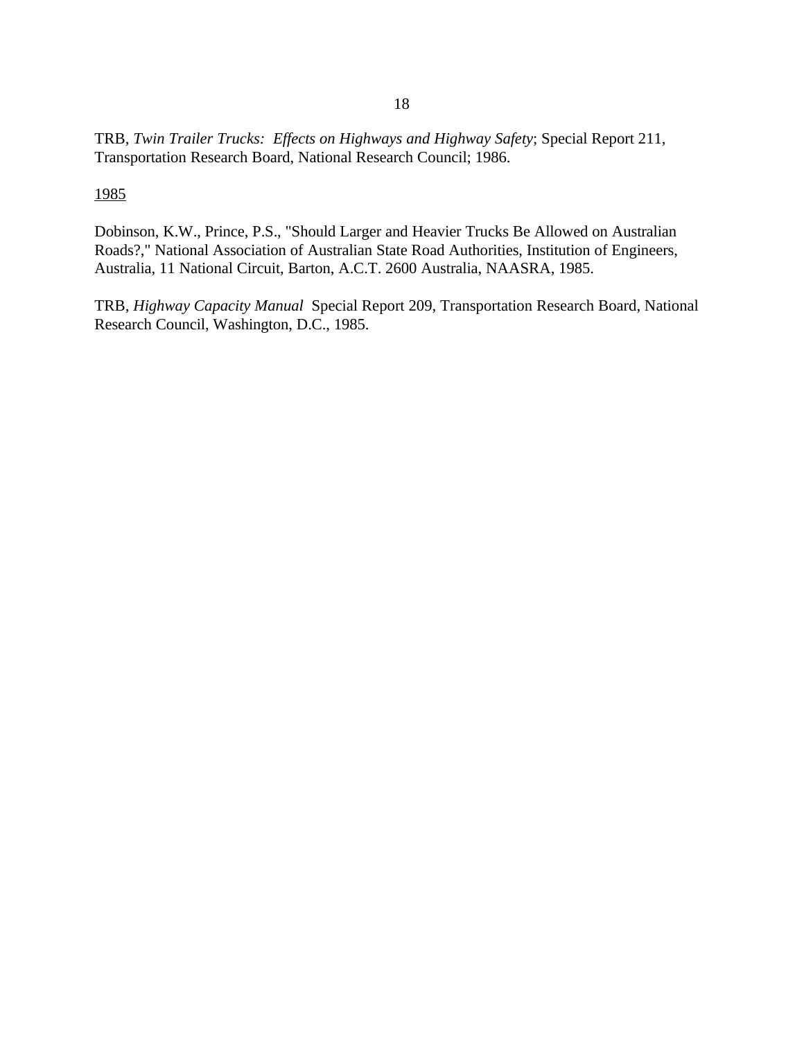TRB, *Twin Trailer Trucks: Effects on Highways and Highway Safety*; Special Report 211, Transportation Research Board, National Research Council; 1986.

<u>1985</u>

Dobinson, K.W., Prince, P.S., "Should Larger and Heavier Trucks Be Allowed on Australian Roads?," National Association of Australian State Road Authorities, Institution of Engineers, Australia, 11 National Circuit, Barton, A.C.T. 2600 Australia, NAASRA, 1985.

TRB, *Highway Capacity Manual* Special Report 209, Transportation Research Board, National Research Council, Washington, D.C., 1985.